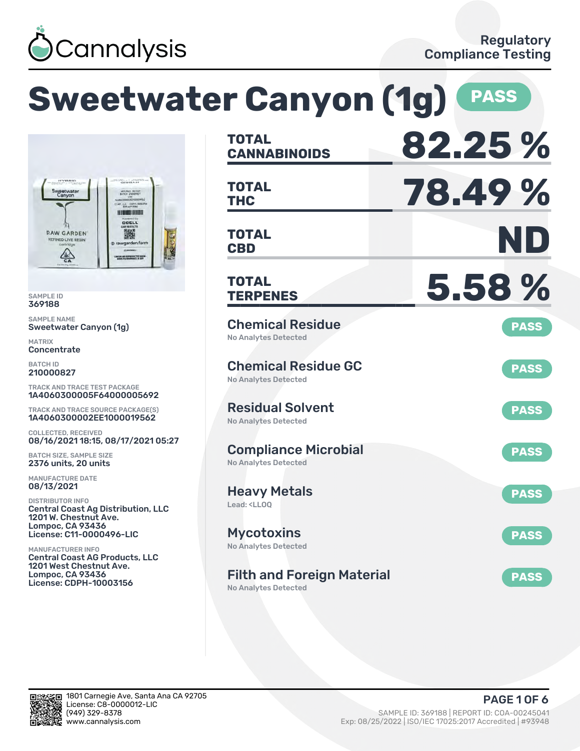Cannalysis

Regulatory Compliance Testing

# Sweetwater Canyon (1g) PASS

SAMPLE ID
369188

SAMPLE NAME
Sweetwater Canyon (1g)

MATRIX
Concentrate

BATCH ID
210000827

TRACK AND TRACE TEST PACKAGE
1A4060300005F64000005692

TRACK AND TRACE SOURCE PACKAGE(S)
1A4060300002EE1000019562

COLLECTED, RECEIVED
08/16/2021 18:15, 08/17/2021 05:27

BATCH SIZE, SAMPLE SIZE
2376 units, 20 units

MANUFACTURE DATE
08/13/2021

DISTRIBUTOR INFO
Central Coast Ag Distribution, LLC
1201 W. Chestnut Ave.
Lompoc, CA 93436
License: C11-0000496-LIC

MANUFACTURER INFO
Central Coast AG Products, LLC
1201 West Chestnut Ave.
Lompoc, CA 93436
License: CDPH-10003156

| | |
|---|---|
| TOTAL CANNABINOIDS | 82.25 % |
| TOTAL THC | 78.49 % |
| TOTAL CBD | ND |
| TOTAL TERPENES | 5.58 % |

**Chemical Residue** — PASS
No Analytes Detected

**Chemical Residue GC** — PASS
No Analytes Detected

**Residual Solvent** — PASS
No Analytes Detected

**Compliance Microbial** — PASS
No Analytes Detected

**Heavy Metals** — PASS
Lead: <LLOQ

**Mycotoxins** — PASS
No Analytes Detected

**Filth and Foreign Material** — PASS
No Analytes Detected

1801 Carnegie Ave, Santa Ana CA 92705
License: C8-0000012-LIC
(949) 329-8378
www.cannalysis.com

SAMPLE ID: 369188 | REPORT ID: COA-00245041
Exp: 08/25/2022 | ISO/IEC 17025:2017 Accredited | #93948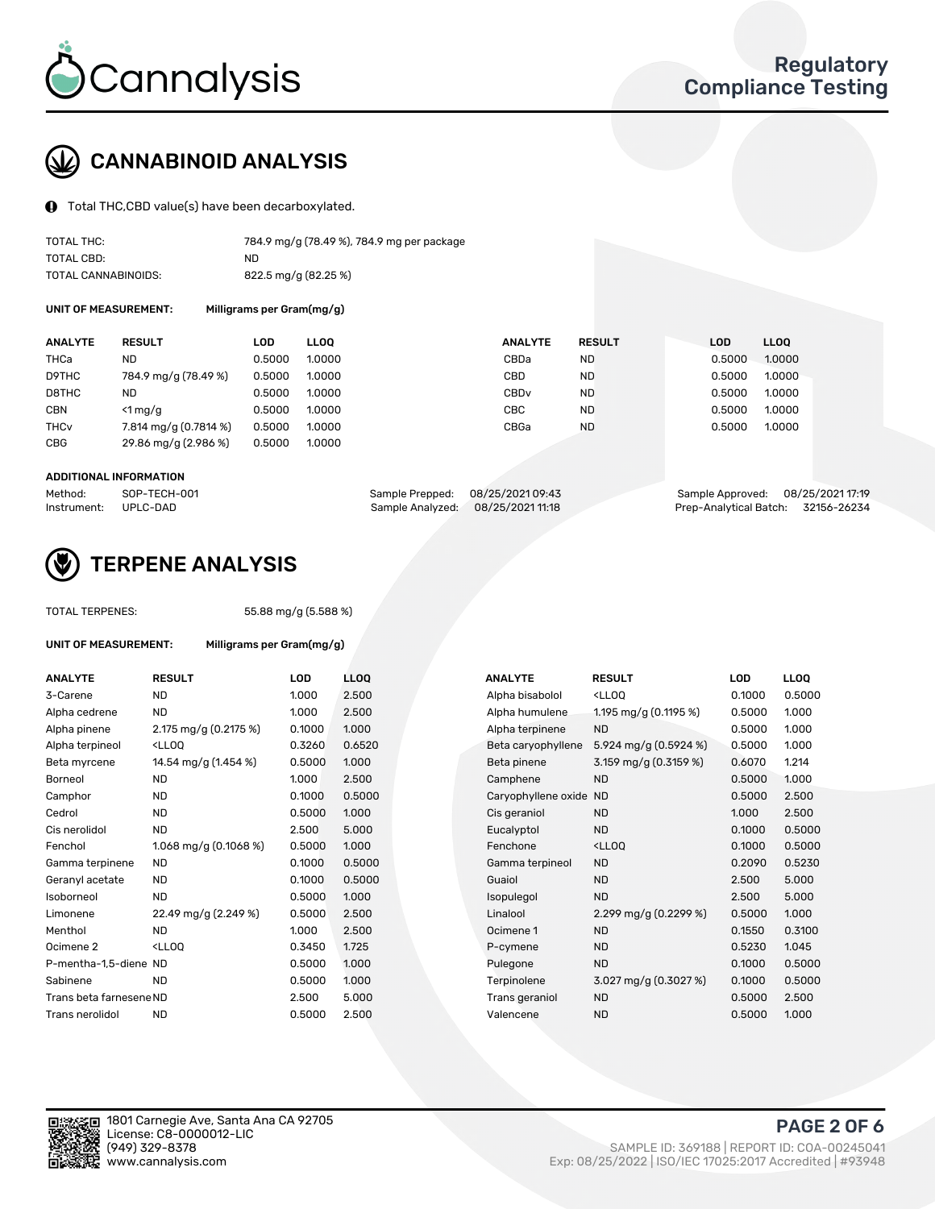# CANNABINOID ANALYSIS

Total THC,CBD value(s) have been decarboxylated.

| | |
|---|---|
| TOTAL THC: | 784.9 mg/g (78.49 %), 784.9 mg per package |
| TOTAL CBD: | ND |
| TOTAL CANNABINOIDS: | 822.5 mg/g (82.25 %) |

**UNIT OF MEASUREMENT:** Milligrams per Gram(mg/g)

| ANALYTE | RESULT | LOD | LLOQ | ANALYTE | RESULT | LOD | LLOQ |
|---|---|---|---|---|---|---|---|
| THCa | ND | 0.5000 | 1.0000 | CBDa | ND | 0.5000 | 1.0000 |
| D9THC | 784.9 mg/g (78.49 %) | 0.5000 | 1.0000 | CBD | ND | 0.5000 | 1.0000 |
| D8THC | ND | 0.5000 | 1.0000 | CBDv | ND | 0.5000 | 1.0000 |
| CBN | <1 mg/g | 0.5000 | 1.0000 | CBC | ND | 0.5000 | 1.0000 |
| THCv | 7.814 mg/g (0.7814 %) | 0.5000 | 1.0000 | CBGa | ND | 0.5000 | 1.0000 |
| CBG | 29.86 mg/g (2.986 %) | 0.5000 | 1.0000 | | | | |

**ADDITIONAL INFORMATION**

| | | | | | |
|---|---|---|---|---|---|
| Method: | SOP-TECH-001 | Sample Prepped: | 08/25/2021 09:43 | Sample Approved: | 08/25/2021 17:19 |
| Instrument: | UPLC-DAD | Sample Analyzed: | 08/25/2021 11:18 | Prep-Analytical Batch: | 32156-26234 |

# TERPENE ANALYSIS

TOTAL TERPENES: 55.88 mg/g (5.588 %)

**UNIT OF MEASUREMENT:** Milligrams per Gram(mg/g)

| ANALYTE | RESULT | LOD | LLOQ | ANALYTE | RESULT | LOD | LLOQ |
|---|---|---|---|---|---|---|---|
| 3-Carene | ND | 1.000 | 2.500 | Alpha bisabolol | <LLOQ | 0.1000 | 0.5000 |
| Alpha cedrene | ND | 1.000 | 2.500 | Alpha humulene | 1.195 mg/g (0.1195 %) | 0.5000 | 1.000 |
| Alpha pinene | 2.175 mg/g (0.2175 %) | 0.1000 | 1.000 | Alpha terpinene | ND | 0.5000 | 1.000 |
| Alpha terpineol | <LLOQ | 0.3260 | 0.6520 | Beta caryophyllene | 5.924 mg/g (0.5924 %) | 0.5000 | 1.000 |
| Beta myrcene | 14.54 mg/g (1.454 %) | 0.5000 | 1.000 | Beta pinene | 3.159 mg/g (0.3159 %) | 0.6070 | 1.214 |
| Borneol | ND | 1.000 | 2.500 | Camphene | ND | 0.5000 | 1.000 |
| Camphor | ND | 0.1000 | 0.5000 | Caryophyllene oxide | ND | 0.5000 | 2.500 |
| Cedrol | ND | 0.5000 | 1.000 | Cis geraniol | ND | 1.000 | 2.500 |
| Cis nerolidol | ND | 2.500 | 5.000 | Eucalyptol | ND | 0.1000 | 0.5000 |
| Fenchol | 1.068 mg/g (0.1068 %) | 0.5000 | 1.000 | Fenchone | <LLOQ | 0.1000 | 0.5000 |
| Gamma terpinene | ND | 0.1000 | 0.5000 | Gamma terpineol | ND | 0.2090 | 0.5230 |
| Geranyl acetate | ND | 0.1000 | 0.5000 | Guaiol | ND | 2.500 | 5.000 |
| Isoborneol | ND | 0.5000 | 1.000 | Isopulegol | ND | 2.500 | 5.000 |
| Limonene | 22.49 mg/g (2.249 %) | 0.5000 | 2.500 | Linalool | 2.299 mg/g (0.2299 %) | 0.5000 | 1.000 |
| Menthol | ND | 1.000 | 2.500 | Ocimene 1 | ND | 0.1550 | 0.3100 |
| Ocimene 2 | <LLOQ | 0.3450 | 1.725 | P-cymene | ND | 0.5230 | 1.045 |
| P-mentha-1,5-diene | ND | 0.5000 | 1.000 | Pulegone | ND | 0.1000 | 0.5000 |
| Sabinene | ND | 0.5000 | 1.000 | Terpinolene | 3.027 mg/g (0.3027 %) | 0.1000 | 0.5000 |
| Trans beta farnesene | ND | 2.500 | 5.000 | Trans geraniol | ND | 0.5000 | 2.500 |
| Trans nerolidol | ND | 0.5000 | 2.500 | Valencene | ND | 0.5000 | 1.000 |

1801 Carnegie Ave, Santa Ana CA 92705
License: C8-0000012-LIC
(949) 329-8378
www.cannalysis.com

SAMPLE ID: 369188 | REPORT ID: COA-00245041
Exp: 08/25/2022 | ISO/IEC 17025:2017 Accredited | #93948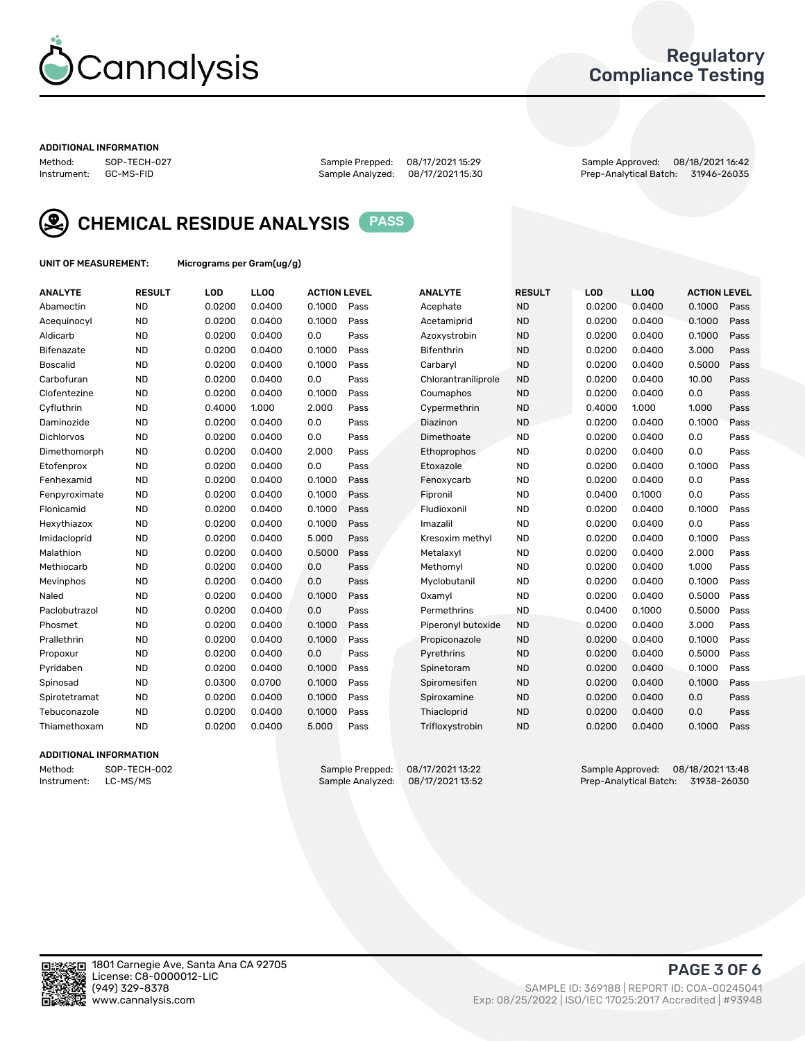# Cannalysis

## Regulatory Compliance Testing

**ADDITIONAL INFORMATION**

Method: SOP-TECH-027 | Sample Prepped: 08/17/2021 15:29 | Sample Approved: 08/18/2021 16:42
Instrument: GC-MS-FID | Sample Analyzed: 08/17/2021 15:30 | Prep-Analytical Batch: 31946-26035

## CHEMICAL RESIDUE ANALYSIS PASS

**UNIT OF MEASUREMENT:** Micrograms per Gram(ug/g)

| ANALYTE | RESULT | LOD | LLOQ | ACTION LEVEL | | ANALYTE | RESULT | LOD | LLOQ | ACTION LEVEL | |
|---|---|---|---|---|---|---|---|---|---|---|---|
| Abamectin | ND | 0.0200 | 0.0400 | 0.1000 | Pass | Acephate | ND | 0.0200 | 0.0400 | 0.1000 | Pass |
| Acequinocyl | ND | 0.0200 | 0.0400 | 0.1000 | Pass | Acetamiprid | ND | 0.0200 | 0.0400 | 0.1000 | Pass |
| Aldicarb | ND | 0.0200 | 0.0400 | 0.0 | Pass | Azoxystrobin | ND | 0.0200 | 0.0400 | 0.1000 | Pass |
| Bifenazate | ND | 0.0200 | 0.0400 | 0.1000 | Pass | Bifenthrin | ND | 0.0200 | 0.0400 | 3.000 | Pass |
| Boscalid | ND | 0.0200 | 0.0400 | 0.1000 | Pass | Carbaryl | ND | 0.0200 | 0.0400 | 0.5000 | Pass |
| Carbofuran | ND | 0.0200 | 0.0400 | 0.0 | Pass | Chlorantraniliprole | ND | 0.0200 | 0.0400 | 10.00 | Pass |
| Clofentezine | ND | 0.0200 | 0.0400 | 0.1000 | Pass | Coumaphos | ND | 0.0200 | 0.0400 | 0.0 | Pass |
| Cyfluthrin | ND | 0.4000 | 1.000 | 2.000 | Pass | Cypermethrin | ND | 0.4000 | 1.000 | 1.000 | Pass |
| Daminozide | ND | 0.0200 | 0.0400 | 0.0 | Pass | Diazinon | ND | 0.0200 | 0.0400 | 0.1000 | Pass |
| Dichlorvos | ND | 0.0200 | 0.0400 | 0.0 | Pass | Dimethoate | ND | 0.0200 | 0.0400 | 0.0 | Pass |
| Dimethomorph | ND | 0.0200 | 0.0400 | 2.000 | Pass | Ethoprophos | ND | 0.0200 | 0.0400 | 0.0 | Pass |
| Etofenprox | ND | 0.0200 | 0.0400 | 0.0 | Pass | Etoxazole | ND | 0.0200 | 0.0400 | 0.1000 | Pass |
| Fenhexamid | ND | 0.0200 | 0.0400 | 0.1000 | Pass | Fenoxycarb | ND | 0.0200 | 0.0400 | 0.0 | Pass |
| Fenpyroximate | ND | 0.0200 | 0.0400 | 0.1000 | Pass | Fipronil | ND | 0.0400 | 0.1000 | 0.0 | Pass |
| Flonicamid | ND | 0.0200 | 0.0400 | 0.1000 | Pass | Fludioxonil | ND | 0.0200 | 0.0400 | 0.1000 | Pass |
| Hexythiazox | ND | 0.0200 | 0.0400 | 0.1000 | Pass | Imazalil | ND | 0.0200 | 0.0400 | 0.0 | Pass |
| Imidacloprid | ND | 0.0200 | 0.0400 | 5.000 | Pass | Kresoxim methyl | ND | 0.0200 | 0.0400 | 0.1000 | Pass |
| Malathion | ND | 0.0200 | 0.0400 | 0.5000 | Pass | Metalaxyl | ND | 0.0200 | 0.0400 | 2.000 | Pass |
| Methiocarb | ND | 0.0200 | 0.0400 | 0.0 | Pass | Methomyl | ND | 0.0200 | 0.0400 | 1.000 | Pass |
| Mevinphos | ND | 0.0200 | 0.0400 | 0.0 | Pass | Myclobutanil | ND | 0.0200 | 0.0400 | 0.1000 | Pass |
| Naled | ND | 0.0200 | 0.0400 | 0.1000 | Pass | Oxamyl | ND | 0.0200 | 0.0400 | 0.5000 | Pass |
| Paclobutrazol | ND | 0.0200 | 0.0400 | 0.0 | Pass | Permethrins | ND | 0.0400 | 0.1000 | 0.5000 | Pass |
| Phosmet | ND | 0.0200 | 0.0400 | 0.1000 | Pass | Piperonyl butoxide | ND | 0.0200 | 0.0400 | 3.000 | Pass |
| Prallethrin | ND | 0.0200 | 0.0400 | 0.1000 | Pass | Propiconazole | ND | 0.0200 | 0.0400 | 0.1000 | Pass |
| Propoxur | ND | 0.0200 | 0.0400 | 0.0 | Pass | Pyrethrins | ND | 0.0200 | 0.0400 | 0.5000 | Pass |
| Pyridaben | ND | 0.0200 | 0.0400 | 0.1000 | Pass | Spinetoram | ND | 0.0200 | 0.0400 | 0.1000 | Pass |
| Spinosad | ND | 0.0300 | 0.0700 | 0.1000 | Pass | Spiromesifen | ND | 0.0200 | 0.0400 | 0.1000 | Pass |
| Spirotetramat | ND | 0.0200 | 0.0400 | 0.1000 | Pass | Spiroxamine | ND | 0.0200 | 0.0400 | 0.0 | Pass |
| Tebuconazole | ND | 0.0200 | 0.0400 | 0.1000 | Pass | Thiacloprid | ND | 0.0200 | 0.0400 | 0.0 | Pass |
| Thiamethoxam | ND | 0.0200 | 0.0400 | 5.000 | Pass | Trifloxystrobin | ND | 0.0200 | 0.0400 | 0.1000 | Pass |

**ADDITIONAL INFORMATION**

Method: SOP-TECH-002 | Sample Prepped: 08/17/2021 13:22 | Sample Approved: 08/18/2021 13:48
Instrument: LC-MS/MS | Sample Analyzed: 08/17/2021 13:52 | Prep-Analytical Batch: 31938-26030

1801 Carnegie Ave, Santa Ana CA 92705
License: C8-0000012-LIC
(949) 329-8378
www.cannalysis.com

SAMPLE ID: 369188 | REPORT ID: COA-00245041
Exp: 08/25/2022 | ISO/IEC 17025:2017 Accredited | #93948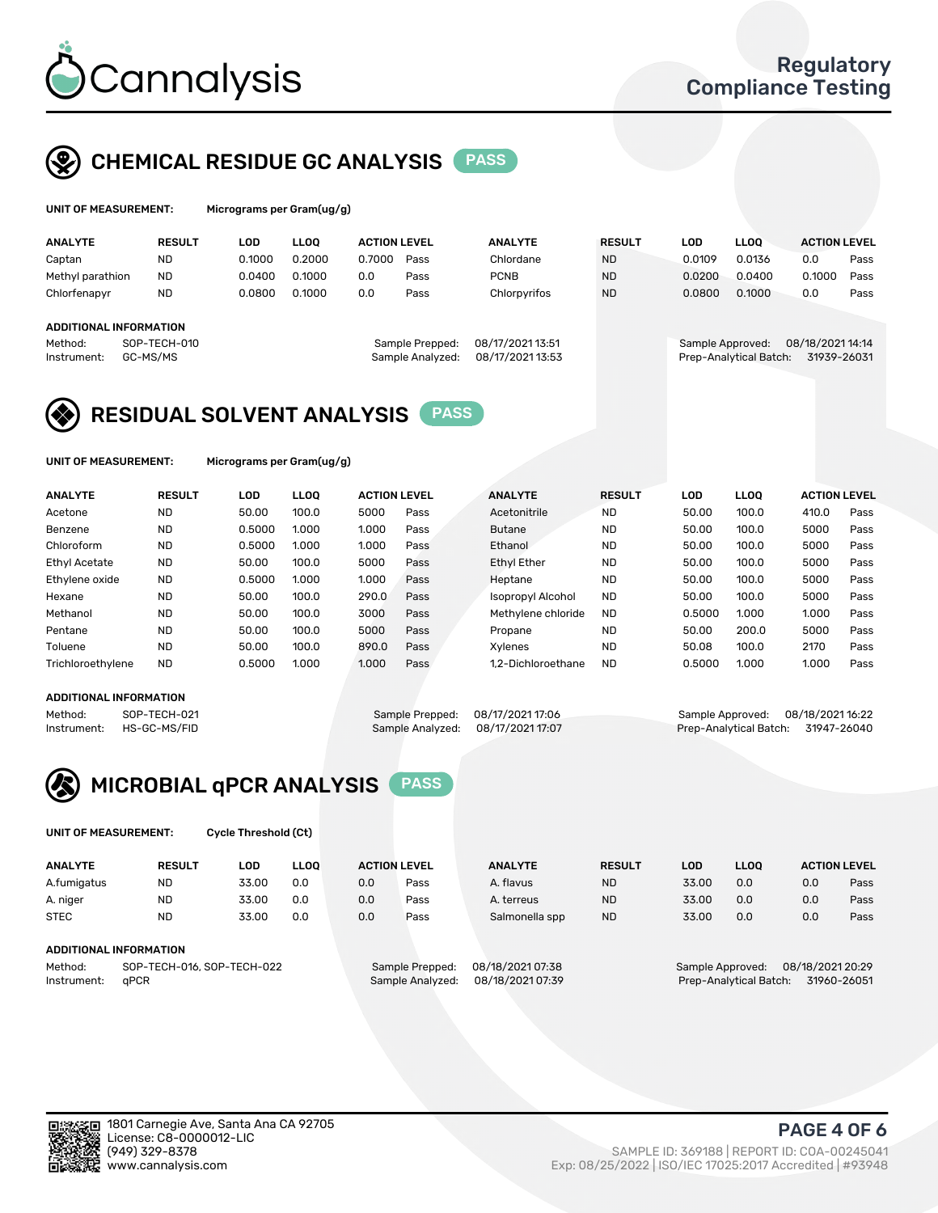# Cannalysis

Regulatory Compliance Testing

## CHEMICAL RESIDUE GC ANALYSIS PASS

**UNIT OF MEASUREMENT:** Micrograms per Gram(ug/g)

| ANALYTE | RESULT | LOD | LLOQ | ACTION LEVEL | | ANALYTE | RESULT | LOD | LLOQ | ACTION LEVEL | |
|---|---|---|---|---|---|---|---|---|---|---|---|
| Captan | ND | 0.1000 | 0.2000 | 0.7000 | Pass | Chlordane | ND | 0.0109 | 0.0136 | 0.0 | Pass |
| Methyl parathion | ND | 0.0400 | 0.1000 | 0.0 | Pass | PCNB | ND | 0.0200 | 0.0400 | 0.1000 | Pass |
| Chlorfenapyr | ND | 0.0800 | 0.1000 | 0.0 | Pass | Chlorpyrifos | ND | 0.0800 | 0.1000 | 0.0 | Pass |

**ADDITIONAL INFORMATION**

Method: SOP-TECH-010
Instrument: GC-MS/MS
Sample Prepped: 08/17/2021 13:51
Sample Analyzed: 08/17/2021 13:53
Sample Approved: 08/18/2021 14:14
Prep-Analytical Batch: 31939-26031

## RESIDUAL SOLVENT ANALYSIS PASS

**UNIT OF MEASUREMENT:** Micrograms per Gram(ug/g)

| ANALYTE | RESULT | LOD | LLOQ | ACTION LEVEL | | ANALYTE | RESULT | LOD | LLOQ | ACTION LEVEL | |
|---|---|---|---|---|---|---|---|---|---|---|---|
| Acetone | ND | 50.00 | 100.0 | 5000 | Pass | Acetonitrile | ND | 50.00 | 100.0 | 410.0 | Pass |
| Benzene | ND | 0.5000 | 1.000 | 1.000 | Pass | Butane | ND | 50.00 | 100.0 | 5000 | Pass |
| Chloroform | ND | 0.5000 | 1.000 | 1.000 | Pass | Ethanol | ND | 50.00 | 100.0 | 5000 | Pass |
| Ethyl Acetate | ND | 50.00 | 100.0 | 5000 | Pass | Ethyl Ether | ND | 50.00 | 100.0 | 5000 | Pass |
| Ethylene oxide | ND | 0.5000 | 1.000 | 1.000 | Pass | Heptane | ND | 50.00 | 100.0 | 5000 | Pass |
| Hexane | ND | 50.00 | 100.0 | 290.0 | Pass | Isopropyl Alcohol | ND | 50.00 | 100.0 | 5000 | Pass |
| Methanol | ND | 50.00 | 100.0 | 3000 | Pass | Methylene chloride | ND | 0.5000 | 1.000 | 1.000 | Pass |
| Pentane | ND | 50.00 | 100.0 | 5000 | Pass | Propane | ND | 50.00 | 200.0 | 5000 | Pass |
| Toluene | ND | 50.00 | 100.0 | 890.0 | Pass | Xylenes | ND | 50.08 | 100.0 | 2170 | Pass |
| Trichloroethylene | ND | 0.5000 | 1.000 | 1.000 | Pass | 1,2-Dichloroethane | ND | 0.5000 | 1.000 | 1.000 | Pass |

**ADDITIONAL INFORMATION**

Method: SOP-TECH-021
Instrument: HS-GC-MS/FID
Sample Prepped: 08/17/2021 17:06
Sample Analyzed: 08/17/2021 17:07
Sample Approved: 08/18/2021 16:22
Prep-Analytical Batch: 31947-26040

## MICROBIAL qPCR ANALYSIS PASS

**UNIT OF MEASUREMENT:** Cycle Threshold (Ct)

| ANALYTE | RESULT | LOD | LLOQ | ACTION LEVEL | | ANALYTE | RESULT | LOD | LLOQ | ACTION LEVEL | |
|---|---|---|---|---|---|---|---|---|---|---|---|
| A.fumigatus | ND | 33.00 | 0.0 | 0.0 | Pass | A. flavus | ND | 33.00 | 0.0 | 0.0 | Pass |
| A. niger | ND | 33.00 | 0.0 | 0.0 | Pass | A. terreus | ND | 33.00 | 0.0 | 0.0 | Pass |
| STEC | ND | 33.00 | 0.0 | 0.0 | Pass | Salmonella spp | ND | 33.00 | 0.0 | 0.0 | Pass |

**ADDITIONAL INFORMATION**

Method: SOP-TECH-016, SOP-TECH-022
Instrument: qPCR
Sample Prepped: 08/18/2021 07:38
Sample Analyzed: 08/18/2021 07:39
Sample Approved: 08/18/2021 20:29
Prep-Analytical Batch: 31960-26051

1801 Carnegie Ave, Santa Ana CA 92705
License: C8-0000012-LIC
(949) 329-8378
www.cannalysis.com

SAMPLE ID: 369188 | REPORT ID: COA-00245041
Exp: 08/25/2022 | ISO/IEC 17025:2017 Accredited | #93948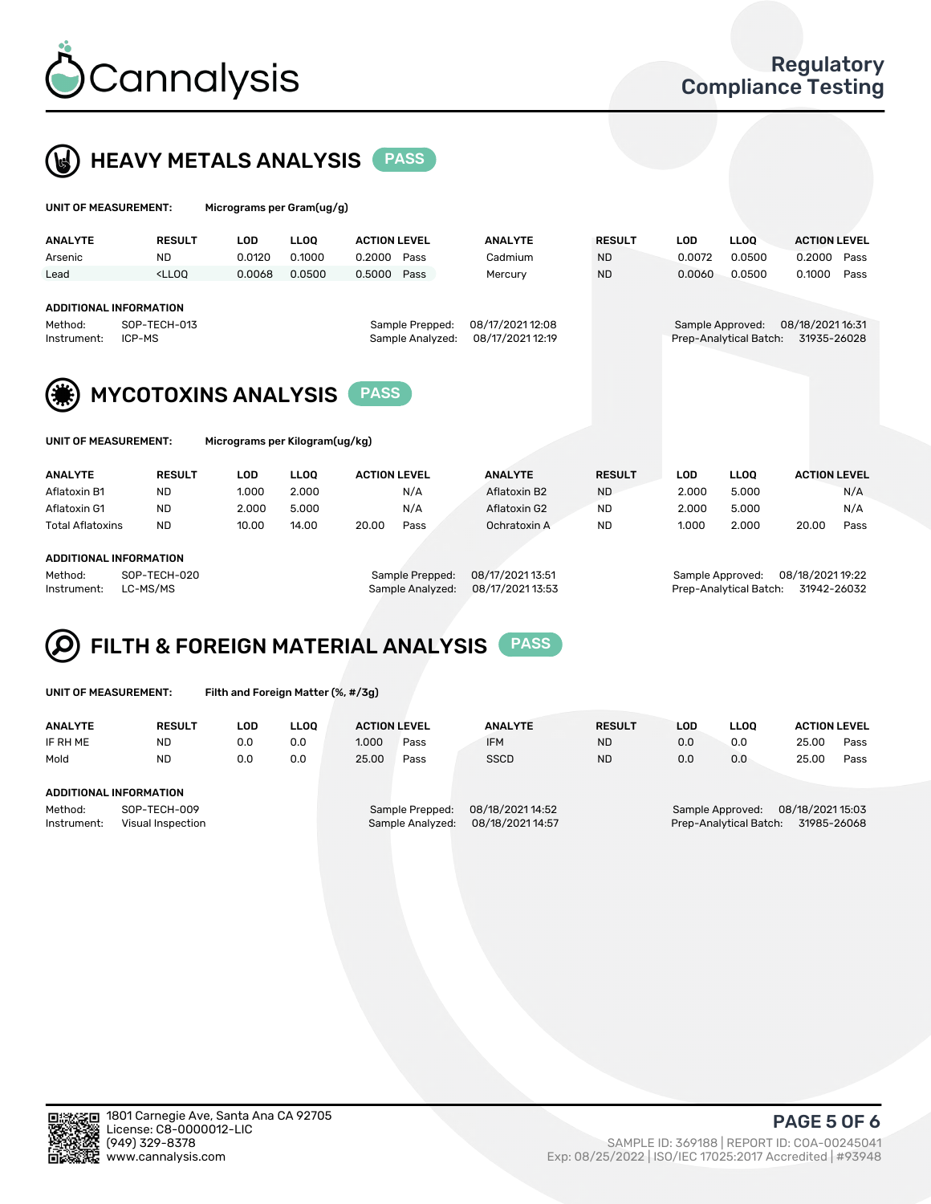# Cannalysis

Regulatory Compliance Testing

## HEAVY METALS ANALYSIS PASS

**UNIT OF MEASUREMENT:** Micrograms per Gram(ug/g)

| ANALYTE | RESULT | LOD | LLOQ | ACTION LEVEL | | ANALYTE | RESULT | LOD | LLOQ | ACTION LEVEL | |
|---|---|---|---|---|---|---|---|---|---|---|---|
| Arsenic | ND | 0.0120 | 0.1000 | 0.2000 | Pass | Cadmium | ND | 0.0072 | 0.0500 | 0.2000 | Pass |
| Lead | <LLOQ | 0.0068 | 0.0500 | 0.5000 | Pass | Mercury | ND | 0.0060 | 0.0500 | 0.1000 | Pass |

**ADDITIONAL INFORMATION**

Method: SOP-TECH-013
Instrument: ICP-MS
Sample Prepped: 08/17/2021 12:08
Sample Analyzed: 08/17/2021 12:19
Sample Approved: 08/18/2021 16:31
Prep-Analytical Batch: 31935-26028

## MYCOTOXINS ANALYSIS PASS

**UNIT OF MEASUREMENT:** Micrograms per Kilogram(ug/kg)

| ANALYTE | RESULT | LOD | LLOQ | ACTION LEVEL | | ANALYTE | RESULT | LOD | LLOQ | ACTION LEVEL | |
|---|---|---|---|---|---|---|---|---|---|---|---|
| Aflatoxin B1 | ND | 1.000 | 2.000 | | N/A | Aflatoxin B2 | ND | 2.000 | 5.000 | | N/A |
| Aflatoxin G1 | ND | 2.000 | 5.000 | | N/A | Aflatoxin G2 | ND | 2.000 | 5.000 | | N/A |
| Total Aflatoxins | ND | 10.00 | 14.00 | 20.00 | Pass | Ochratoxin A | ND | 1.000 | 2.000 | 20.00 | Pass |

**ADDITIONAL INFORMATION**

Method: SOP-TECH-020
Instrument: LC-MS/MS
Sample Prepped: 08/17/2021 13:51
Sample Analyzed: 08/17/2021 13:53
Sample Approved: 08/18/2021 19:22
Prep-Analytical Batch: 31942-26032

## FILTH & FOREIGN MATERIAL ANALYSIS PASS

**UNIT OF MEASUREMENT:** Filth and Foreign Matter (%, #/3g)

| ANALYTE | RESULT | LOD | LLOQ | ACTION LEVEL | | ANALYTE | RESULT | LOD | LLOQ | ACTION LEVEL | |
|---|---|---|---|---|---|---|---|---|---|---|---|
| IF RH ME | ND | 0.0 | 0.0 | 1.000 | Pass | IFM | ND | 0.0 | 0.0 | 25.00 | Pass |
| Mold | ND | 0.0 | 0.0 | 25.00 | Pass | SSCD | ND | 0.0 | 0.0 | 25.00 | Pass |

**ADDITIONAL INFORMATION**

Method: SOP-TECH-009
Instrument: Visual Inspection
Sample Prepped: 08/18/2021 14:52
Sample Analyzed: 08/18/2021 14:57
Sample Approved: 08/18/2021 15:03
Prep-Analytical Batch: 31985-26068

1801 Carnegie Ave, Santa Ana CA 92705
License: C8-0000012-LIC
(949) 329-8378
www.cannalysis.com

SAMPLE ID: 369188 | REPORT ID: COA-00245041
Exp: 08/25/2022 | ISO/IEC 17025:2017 Accredited | #93948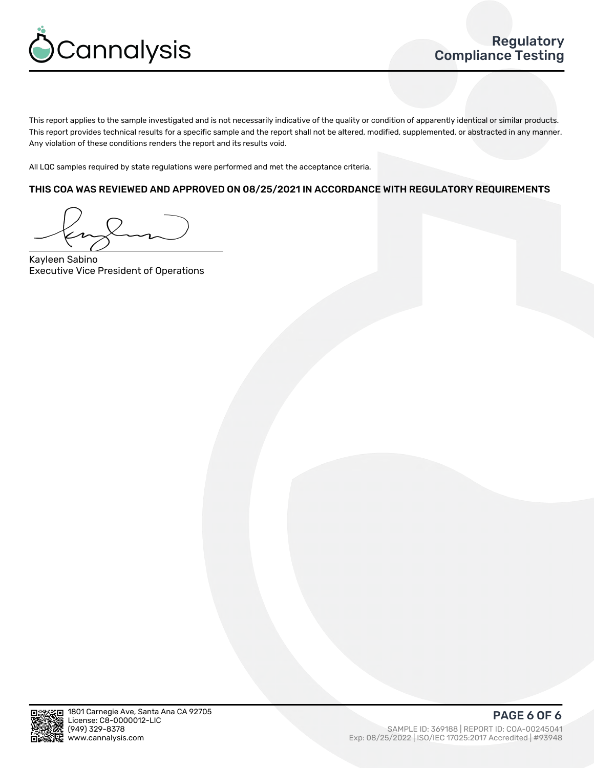This report applies to the sample investigated and is not necessarily indicative of the quality or condition of apparently identical or similar products. This report provides technical results for a specific sample and the report shall not be altered, modified, supplemented, or abstracted in any manner. Any violation of these conditions renders the report and its results void.

All LQC samples required by state regulations were performed and met the acceptance criteria.

**THIS COA WAS REVIEWED AND APPROVED ON 08/25/2021 IN ACCORDANCE WITH REGULATORY REQUIREMENTS**

Kayleen Sabino
Executive Vice President of Operations